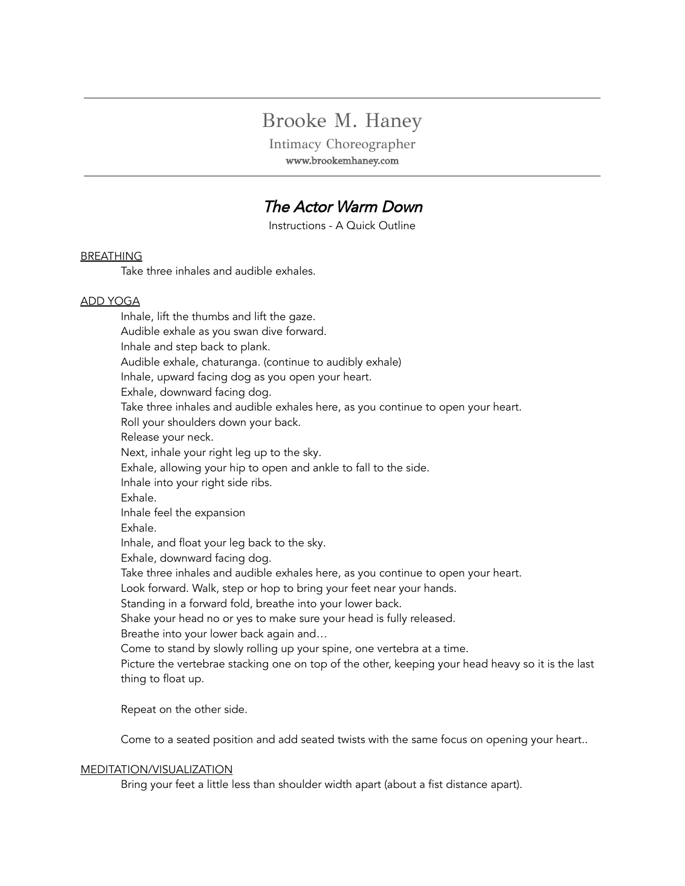# Brooke M. Haney

Intimacy Choreographer

www.brookemhaney.com

---

## *The Actor Warm Down*

Instructions - A Quick Outline

<u>BREATHING</u>

Take three inhales and audible exhales.

<u>ADD YOGA</u>

Inhale, lift the thumbs and lift the gaze.
Audible exhale as you swan dive forward.
Inhale and step back to plank.
Audible exhale, chaturanga. (continue to audibly exhale)
Inhale, upward facing dog as you open your heart.
Exhale, downward facing dog.
Take three inhales and audible exhales here, as you continue to open your heart.
Roll your shoulders down your back.
Release your neck.
Next, inhale your right leg up to the sky.
Exhale, allowing your hip to open and ankle to fall to the side.
Inhale into your right side ribs.
Exhale.
Inhale feel the expansion
Exhale.
Inhale, and float your leg back to the sky.
Exhale, downward facing dog.
Take three inhales and audible exhales here, as you continue to open your heart.
Look forward. Walk, step or hop to bring your feet near your hands.
Standing in a forward fold, breathe into your lower back.
Shake your head no or yes to make sure your head is fully released.
Breathe into your lower back again and…
Come to stand by slowly rolling up your spine, one vertebra at a time.
Picture the vertebrae stacking one on top of the other, keeping your head heavy so it is the last thing to float up.

Repeat on the other side.

Come to a seated position and add seated twists with the same focus on opening your heart..

<u>MEDITATION/VISUALIZATION</u>

Bring your feet a little less than shoulder width apart (about a fist distance apart).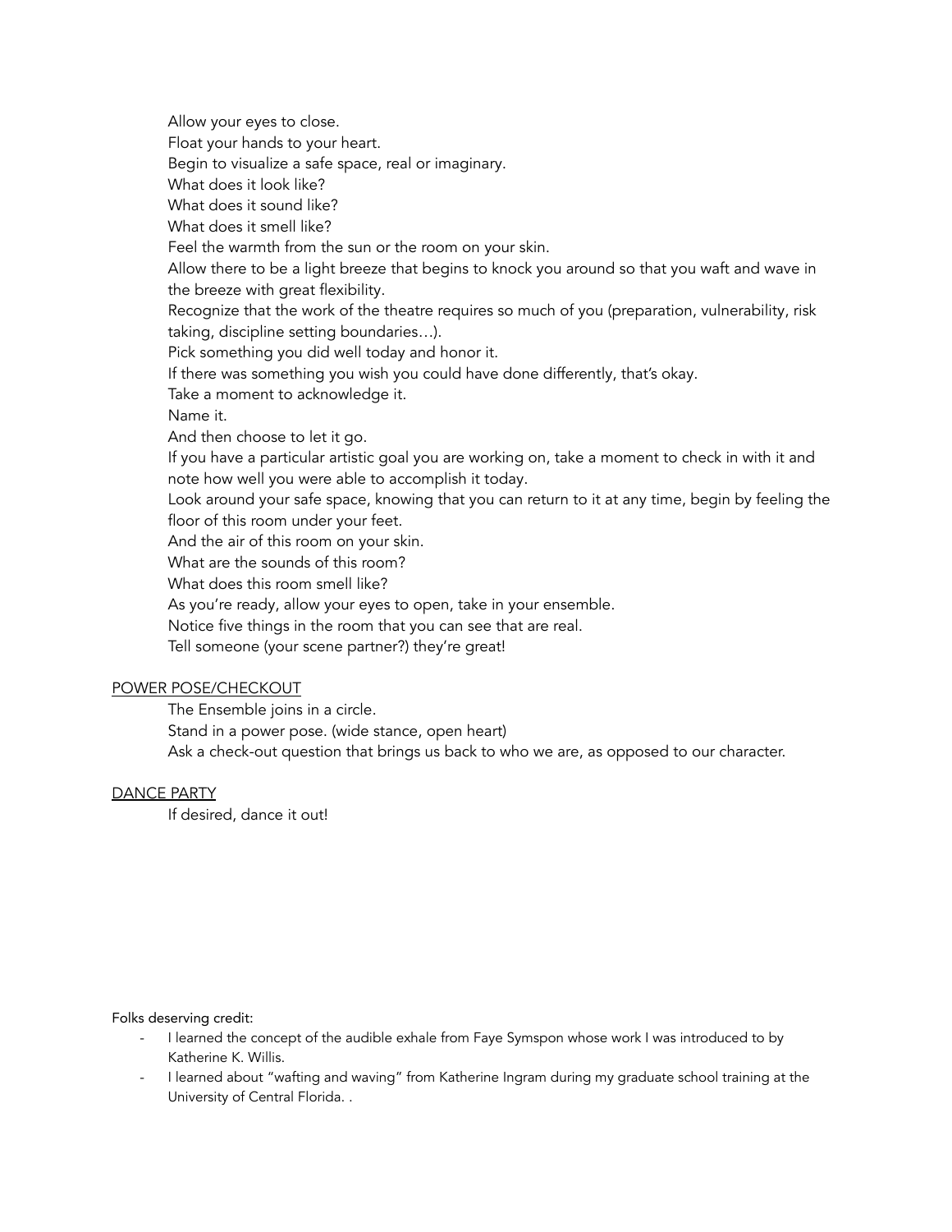Allow your eyes to close.
Float your hands to your heart.
Begin to visualize a safe space, real or imaginary.
What does it look like?
What does it sound like?
What does it smell like?
Feel the warmth from the sun or the room on your skin.
Allow there to be a light breeze that begins to knock you around so that you waft and wave in the breeze with great flexibility.
Recognize that the work of the theatre requires so much of you (preparation, vulnerability, risk taking, discipline setting boundaries…).
Pick something you did well today and honor it.
If there was something you wish you could have done differently, that's okay.
Take a moment to acknowledge it.
Name it.
And then choose to let it go.
If you have a particular artistic goal you are working on, take a moment to check in with it and note how well you were able to accomplish it today.
Look around your safe space, knowing that you can return to it at any time, begin by feeling the floor of this room under your feet.
And the air of this room on your skin.
What are the sounds of this room?
What does this room smell like?
As you're ready, allow your eyes to open, take in your ensemble.
Notice five things in the room that you can see that are real.
Tell someone (your scene partner?) they're great!

<u>POWER POSE/CHECKOUT</u>

The Ensemble joins in a circle.
Stand in a power pose. (wide stance, open heart)
Ask a check-out question that brings us back to who we are, as opposed to our character.

<u>DANCE PARTY</u>

If desired, dance it out!

Folks deserving credit:

- I learned the concept of the audible exhale from Faye Symspon whose work I was introduced to by Katherine K. Willis.
- I learned about "wafting and waving" from Katherine Ingram during my graduate school training at the University of Central Florida. .